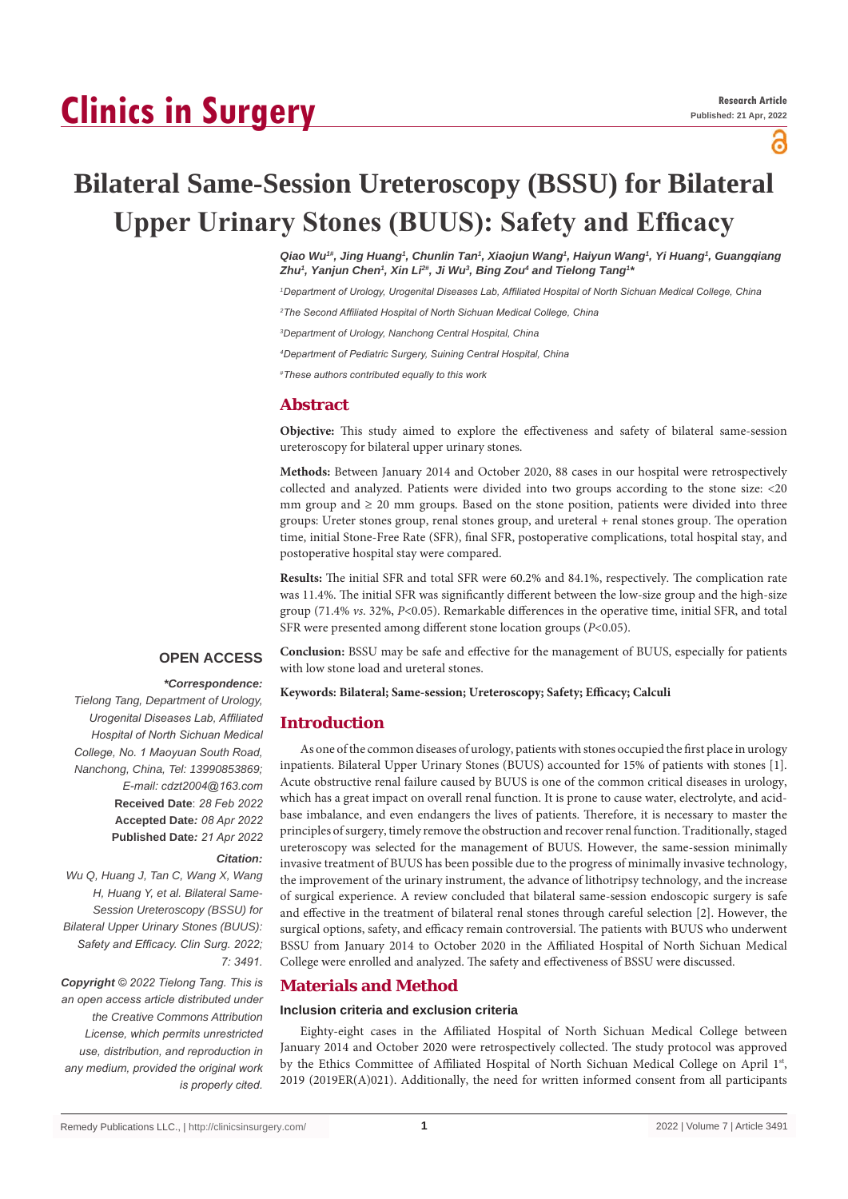# Bilateral Same-Session Ureteroscopy (BSSU) for Bilateral Upper Urinary Stones (BUUS): Safety and Efficacy

*Qiao Wu[1#], Jing Huang[1], Chunlin Tan[1], Xiaojun Wang[1], Haiyun Wang[1], Yi Huang[1], Guangqiang Zhu[1], Yanjun Chen[1], Xin Li[2#], Ji Wu[3], Bing Zou[4] and Tielong Tang[1]**

[1]*Department of Urology, Urogenital Diseases Lab, Affiliated Hospital of North Sichuan Medical College, China*

[2]*The Second Affiliated Hospital of North Sichuan Medical College, China*

[3]*Department of Urology, Nanchong Central Hospital, China*

[4]*Department of Pediatric Surgery, Suining Central Hospital, China*

[#]*These authors contributed equally to this work*

## Abstract

**Objective:** This study aimed to explore the effectiveness and safety of bilateral same-session ureteroscopy for bilateral upper urinary stones.

**Methods:** Between January 2014 and October 2020, 88 cases in our hospital were retrospectively collected and analyzed. Patients were divided into two groups according to the stone size: <20 mm group and ≥ 20 mm groups. Based on the stone position, patients were divided into three groups: Ureter stones group, renal stones group, and ureteral + renal stones group. The operation time, initial Stone-Free Rate (SFR), final SFR, postoperative complications, total hospital stay, and postoperative hospital stay were compared.

**Results:** The initial SFR and total SFR were 60.2% and 84.1%, respectively. The complication rate was 11.4%. The initial SFR was significantly different between the low-size group and the high-size group (71.4% *vs.* 32%, *P*<0.05). Remarkable differences in the operative time, initial SFR, and total SFR were presented among different stone location groups (*P*<0.05).

**Conclusion:** BSSU may be safe and effective for the management of BUUS, especially for patients with low stone load and ureteral stones.

**Keywords: Bilateral; Same-session; Ureteroscopy; Safety; Efficacy; Calculi**

**OPEN ACCESS**

***Correspondence:***

*Tielong Tang, Department of Urology, Urogenital Diseases Lab, Affiliated Hospital of North Sichuan Medical College, No. 1 Maoyuan South Road, Nanchong, China, Tel: 13990853869; E-mail: cdzt2004@163.com*

**Received Date**: *28 Feb 2022*

**Accepted Date***: 08 Apr 2022*

**Published Date***: 21 Apr 2022*

***Citation:***

*Wu Q, Huang J, Tan C, Wang X, Wang H, Huang Y, et al. Bilateral Same-Session Ureteroscopy (BSSU) for Bilateral Upper Urinary Stones (BUUS): Safety and Efficacy. Clin Surg. 2022; 7: 3491.*

***Copyright** © 2022 Tielong Tang. This is an open access article distributed under the Creative Commons Attribution License, which permits unrestricted use, distribution, and reproduction in any medium, provided the original work is properly cited.*

## Introduction

As one of the common diseases of urology, patients with stones occupied the first place in urology inpatients. Bilateral Upper Urinary Stones (BUUS) accounted for 15% of patients with stones [1]. Acute obstructive renal failure caused by BUUS is one of the common critical diseases in urology, which has a great impact on overall renal function. It is prone to cause water, electrolyte, and acid-base imbalance, and even endangers the lives of patients. Therefore, it is necessary to master the principles of surgery, timely remove the obstruction and recover renal function. Traditionally, staged ureteroscopy was selected for the management of BUUS. However, the same-session minimally invasive treatment of BUUS has been possible due to the progress of minimally invasive technology, the improvement of the urinary instrument, the advance of lithotripsy technology, and the increase of surgical experience. A review concluded that bilateral same-session endoscopic surgery is safe and effective in the treatment of bilateral renal stones through careful selection [2]. However, the surgical options, safety, and efficacy remain controversial. The patients with BUUS who underwent BSSU from January 2014 to October 2020 in the Affiliated Hospital of North Sichuan Medical College were enrolled and analyzed. The safety and effectiveness of BSSU were discussed.

## Materials and Method

### Inclusion criteria and exclusion criteria

Eighty-eight cases in the Affiliated Hospital of North Sichuan Medical College between January 2014 and October 2020 were retrospectively collected. The study protocol was approved by the Ethics Committee of Affiliated Hospital of North Sichuan Medical College on April 1st, 2019 (2019ER(A)021). Additionally, the need for written informed consent from all participants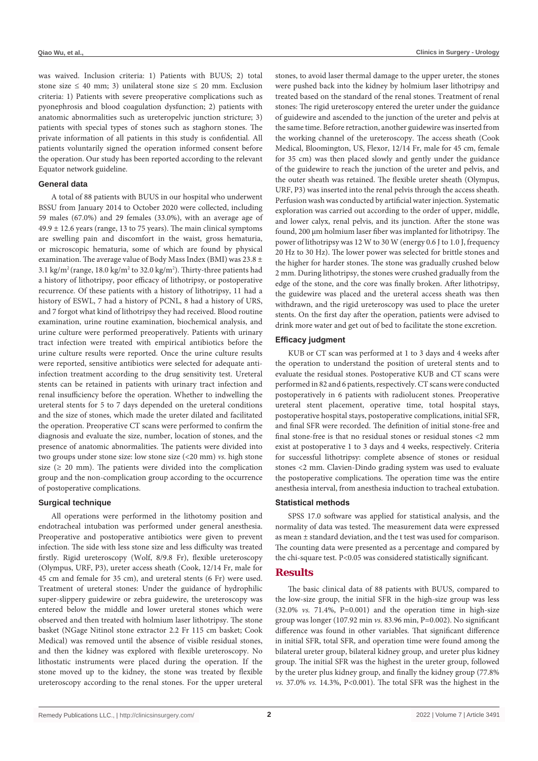was waived. Inclusion criteria: 1) Patients with BUUS; 2) total stone size ≤ 40 mm; 3) unilateral stone size ≤ 20 mm. Exclusion criteria: 1) Patients with severe preoperative complications such as pyonephrosis and blood coagulation dysfunction; 2) patients with anatomic abnormalities such as ureteropelvic junction stricture; 3) patients with special types of stones such as staghorn stones. The private information of all patients in this study is confidential. All patients voluntarily signed the operation informed consent before the operation. Our study has been reported according to the relevant Equator network guideline.

### General data

A total of 88 patients with BUUS in our hospital who underwent BSSU from January 2014 to October 2020 were collected, including 59 males (67.0%) and 29 females (33.0%), with an average age of 49.9 ± 12.6 years (range, 13 to 75 years). The main clinical symptoms are swelling pain and discomfort in the waist, gross hematuria, or microscopic hematuria, some of which are found by physical examination. The average value of Body Mass Index (BMI) was 23.8 ± 3.1 kg/m$^2$ (range, 18.0 kg/m$^2$ to 32.0 kg/m$^2$). Thirty-three patients had a history of lithotripsy, poor efficacy of lithotripsy, or postoperative recurrence. Of these patients with a history of lithotripsy, 11 had a history of ESWL, 7 had a history of PCNL, 8 had a history of URS, and 7 forgot what kind of lithotripsy they had received. Blood routine examination, urine routine examination, biochemical analysis, and urine culture were performed preoperatively. Patients with urinary tract infection were treated with empirical antibiotics before the urine culture results were reported. Once the urine culture results were reported, sensitive antibiotics were selected for adequate anti-infection treatment according to the drug sensitivity test. Ureteral stents can be retained in patients with urinary tract infection and renal insufficiency before the operation. Whether to indwelling the ureteral stents for 5 to 7 days depended on the ureteral conditions and the size of stones, which made the ureter dilated and facilitated the operation. Preoperative CT scans were performed to confirm the diagnosis and evaluate the size, number, location of stones, and the presence of anatomic abnormalities. The patients were divided into two groups under stone size: low stone size (<20 mm) *vs.* high stone size (≥ 20 mm). The patients were divided into the complication group and the non-complication group according to the occurrence of postoperative complications.

### Surgical technique

All operations were performed in the lithotomy position and endotracheal intubation was performed under general anesthesia. Preoperative and postoperative antibiotics were given to prevent infection. The side with less stone size and less difficulty was treated firstly. Rigid ureteroscopy (Wolf, 8/9.8 Fr), flexible ureteroscopy (Olympus, URF, P3), ureter access sheath (Cook, 12/14 Fr, male for 45 cm and female for 35 cm), and ureteral stents (6 Fr) were used. Treatment of ureteral stones: Under the guidance of hydrophilic super-slippery guidewire or zebra guidewire, the ureteroscopy was entered below the middle and lower ureteral stones which were observed and then treated with holmium laser lithotripsy. The stone basket (NGage Nitinol stone extractor 2.2 Fr 115 cm basket; Cook Medical) was removed until the absence of visible residual stones, and then the kidney was explored with flexible ureteroscopy. No lithostatic instruments were placed during the operation. If the stone moved up to the kidney, the stone was treated by flexible ureteroscopy according to the renal stones. For the upper ureteral stones, to avoid laser thermal damage to the upper ureter, the stones were pushed back into the kidney by holmium laser lithotripsy and treated based on the standard of the renal stones. Treatment of renal stones: The rigid ureteroscopy entered the ureter under the guidance of guidewire and ascended to the junction of the ureter and pelvis at the same time. Before retraction, another guidewire was inserted from the working channel of the ureteroscopy. The access sheath (Cook Medical, Bloomington, US, Flexor, 12/14 Fr, male for 45 cm, female for 35 cm) was then placed slowly and gently under the guidance of the guidewire to reach the junction of the ureter and pelvis, and the outer sheath was retained. The flexible ureter sheath (Olympus, URF, P3) was inserted into the renal pelvis through the access sheath. Perfusion wash was conducted by artificial water injection. Systematic exploration was carried out according to the order of upper, middle, and lower calyx, renal pelvis, and its junction. After the stone was found, 200 μm holmium laser fiber was implanted for lithotripsy. The power of lithotripsy was 12 W to 30 W (energy 0.6 J to 1.0 J, frequency 20 Hz to 30 Hz). The lower power was selected for brittle stones and the higher for harder stones. The stone was gradually crushed below 2 mm. During lithotripsy, the stones were crushed gradually from the edge of the stone, and the core was finally broken. After lithotripsy, the guidewire was placed and the ureteral access sheath was then withdrawn, and the rigid ureteroscopy was used to place the ureter stents. On the first day after the operation, patients were advised to drink more water and get out of bed to facilitate the stone excretion.

### Efficacy judgment

KUB or CT scan was performed at 1 to 3 days and 4 weeks after the operation to understand the position of ureteral stents and to evaluate the residual stones. Postoperative KUB and CT scans were performed in 82 and 6 patients, respectively. CT scans were conducted postoperatively in 6 patients with radiolucent stones. Preoperative ureteral stent placement, operative time, total hospital stays, postoperative hospital stays, postoperative complications, initial SFR, and final SFR were recorded. The definition of initial stone-free and final stone-free is that no residual stones or residual stones <2 mm exist at postoperative 1 to 3 days and 4 weeks, respectively. Criteria for successful lithotripsy: complete absence of stones or residual stones <2 mm. Clavien-Dindo grading system was used to evaluate the postoperative complications. The operation time was the entire anesthesia interval, from anesthesia induction to tracheal extubation.

### Statistical methods

SPSS 17.0 software was applied for statistical analysis, and the normality of data was tested. The measurement data were expressed as mean ± standard deviation, and the t test was used for comparison. The counting data were presented as a percentage and compared by the chi-square test. $P<0.05$ was considered statistically significant.

## Results

The basic clinical data of 88 patients with BUUS, compared to the low-size group, the initial SFR in the high-size group was less (32.0% *vs.* 71.4%, P=0.001) and the operation time in high-size group was longer (107.92 min *vs.* 83.96 min, P=0.002). No significant difference was found in other variables. That significant difference in initial SFR, total SFR, and operation time were found among the bilateral ureter group, bilateral kidney group, and ureter plus kidney group. The initial SFR was the highest in the ureter group, followed by the ureter plus kidney group, and finally the kidney group (77.8% *vs.* 37.0% *vs.* 14.3%, P<0.001). The total SFR was the highest in the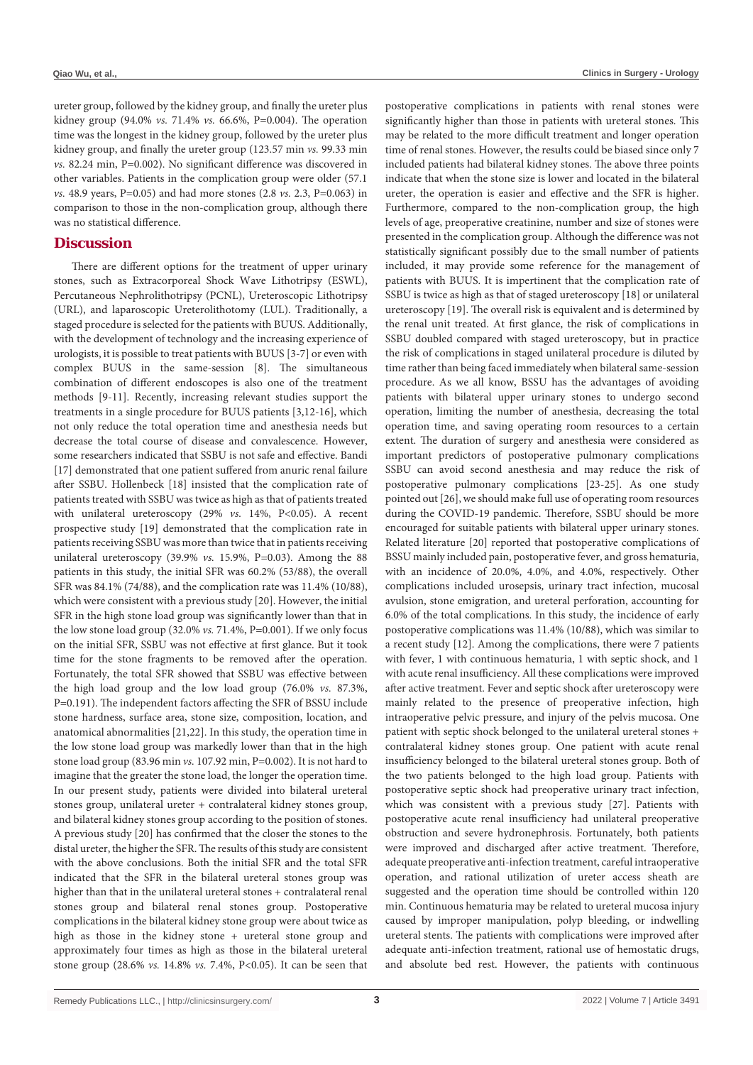ureter group, followed by the kidney group, and finally the ureter plus kidney group (94.0% *vs.* 71.4% *vs.* 66.6%, P=0.004). The operation time was the longest in the kidney group, followed by the ureter plus kidney group, and finally the ureter group (123.57 min *vs.* 99.33 min *vs.* 82.24 min, P=0.002). No significant difference was discovered in other variables. Patients in the complication group were older (57.1 *vs.* 48.9 years, P=0.05) and had more stones (2.8 *vs.* 2.3, P=0.063) in comparison to those in the non-complication group, although there was no statistical difference.

## Discussion

There are different options for the treatment of upper urinary stones, such as Extracorporeal Shock Wave Lithotripsy (ESWL), Percutaneous Nephrolithotripsy (PCNL), Ureteroscopic Lithotripsy (URL), and laparoscopic Ureterolithotomy (LUL). Traditionally, a staged procedure is selected for the patients with BUUS. Additionally, with the development of technology and the increasing experience of urologists, it is possible to treat patients with BUUS [3-7] or even with complex BUUS in the same-session [8]. The simultaneous combination of different endoscopes is also one of the treatment methods [9-11]. Recently, increasing relevant studies support the treatments in a single procedure for BUUS patients [3,12-16], which not only reduce the total operation time and anesthesia needs but decrease the total course of disease and convalescence. However, some researchers indicated that SSBU is not safe and effective. Bandi [17] demonstrated that one patient suffered from anuric renal failure after SSBU. Hollenbeck [18] insisted that the complication rate of patients treated with SSBU was twice as high as that of patients treated with unilateral ureteroscopy (29% *vs.* 14%, P<0.05). A recent prospective study [19] demonstrated that the complication rate in patients receiving SSBU was more than twice that in patients receiving unilateral ureteroscopy (39.9% *vs.* 15.9%, P=0.03). Among the 88 patients in this study, the initial SFR was 60.2% (53/88), the overall SFR was 84.1% (74/88), and the complication rate was 11.4% (10/88), which were consistent with a previous study [20]. However, the initial SFR in the high stone load group was significantly lower than that in the low stone load group (32.0% *vs.* 71.4%, P=0.001). If we only focus on the initial SFR, SSBU was not effective at first glance. But it took time for the stone fragments to be removed after the operation. Fortunately, the total SFR showed that SSBU was effective between the high load group and the low load group (76.0% *vs.* 87.3%, P=0.191). The independent factors affecting the SFR of BSSU include stone hardness, surface area, stone size, composition, location, and anatomical abnormalities [21,22]. In this study, the operation time in the low stone load group was markedly lower than that in the high stone load group (83.96 min *vs.* 107.92 min, P=0.002). It is not hard to imagine that the greater the stone load, the longer the operation time. In our present study, patients were divided into bilateral ureteral stones group, unilateral ureter + contralateral kidney stones group, and bilateral kidney stones group according to the position of stones. A previous study [20] has confirmed that the closer the stones to the distal ureter, the higher the SFR. The results of this study are consistent with the above conclusions. Both the initial SFR and the total SFR indicated that the SFR in the bilateral ureteral stones group was higher than that in the unilateral ureteral stones + contralateral renal stones group and bilateral renal stones group. Postoperative complications in the bilateral kidney stone group were about twice as high as those in the kidney stone + ureteral stone group and approximately four times as high as those in the bilateral ureteral stone group (28.6% *vs.* 14.8% *vs.* 7.4%, P<0.05). It can be seen that postoperative complications in patients with renal stones were significantly higher than those in patients with ureteral stones. This may be related to the more difficult treatment and longer operation time of renal stones. However, the results could be biased since only 7 included patients had bilateral kidney stones. The above three points indicate that when the stone size is lower and located in the bilateral ureter, the operation is easier and effective and the SFR is higher. Furthermore, compared to the non-complication group, the high levels of age, preoperative creatinine, number and size of stones were presented in the complication group. Although the difference was not statistically significant possibly due to the small number of patients included, it may provide some reference for the management of patients with BUUS. It is impertinent that the complication rate of SSBU is twice as high as that of staged ureteroscopy [18] or unilateral ureteroscopy [19]. The overall risk is equivalent and is determined by the renal unit treated. At first glance, the risk of complications in SSBU doubled compared with staged ureteroscopy, but in practice the risk of complications in staged unilateral procedure is diluted by time rather than being faced immediately when bilateral same-session procedure. As we all know, BSSU has the advantages of avoiding patients with bilateral upper urinary stones to undergo second operation, limiting the number of anesthesia, decreasing the total operation time, and saving operating room resources to a certain extent. The duration of surgery and anesthesia were considered as important predictors of postoperative pulmonary complications SSBU can avoid second anesthesia and may reduce the risk of postoperative pulmonary complications [23-25]. As one study pointed out [26], we should make full use of operating room resources during the COVID-19 pandemic. Therefore, SSBU should be more encouraged for suitable patients with bilateral upper urinary stones. Related literature [20] reported that postoperative complications of BSSU mainly included pain, postoperative fever, and gross hematuria, with an incidence of 20.0%, 4.0%, and 4.0%, respectively. Other complications included urosepsis, urinary tract infection, mucosal avulsion, stone emigration, and ureteral perforation, accounting for 6.0% of the total complications. In this study, the incidence of early postoperative complications was 11.4% (10/88), which was similar to a recent study [12]. Among the complications, there were 7 patients with fever, 1 with continuous hematuria, 1 with septic shock, and 1 with acute renal insufficiency. All these complications were improved after active treatment. Fever and septic shock after ureteroscopy were mainly related to the presence of preoperative infection, high intraoperative pelvic pressure, and injury of the pelvis mucosa. One patient with septic shock belonged to the unilateral ureteral stones + contralateral kidney stones group. One patient with acute renal insufficiency belonged to the bilateral ureteral stones group. Both of the two patients belonged to the high load group. Patients with postoperative septic shock had preoperative urinary tract infection, which was consistent with a previous study [27]. Patients with postoperative acute renal insufficiency had unilateral preoperative obstruction and severe hydronephrosis. Fortunately, both patients were improved and discharged after active treatment. Therefore, adequate preoperative anti-infection treatment, careful intraoperative operation, and rational utilization of ureter access sheath are suggested and the operation time should be controlled within 120 min. Continuous hematuria may be related to ureteral mucosa injury caused by improper manipulation, polyp bleeding, or indwelling ureteral stents. The patients with complications were improved after adequate anti-infection treatment, rational use of hemostatic drugs, and absolute bed rest. However, the patients with continuous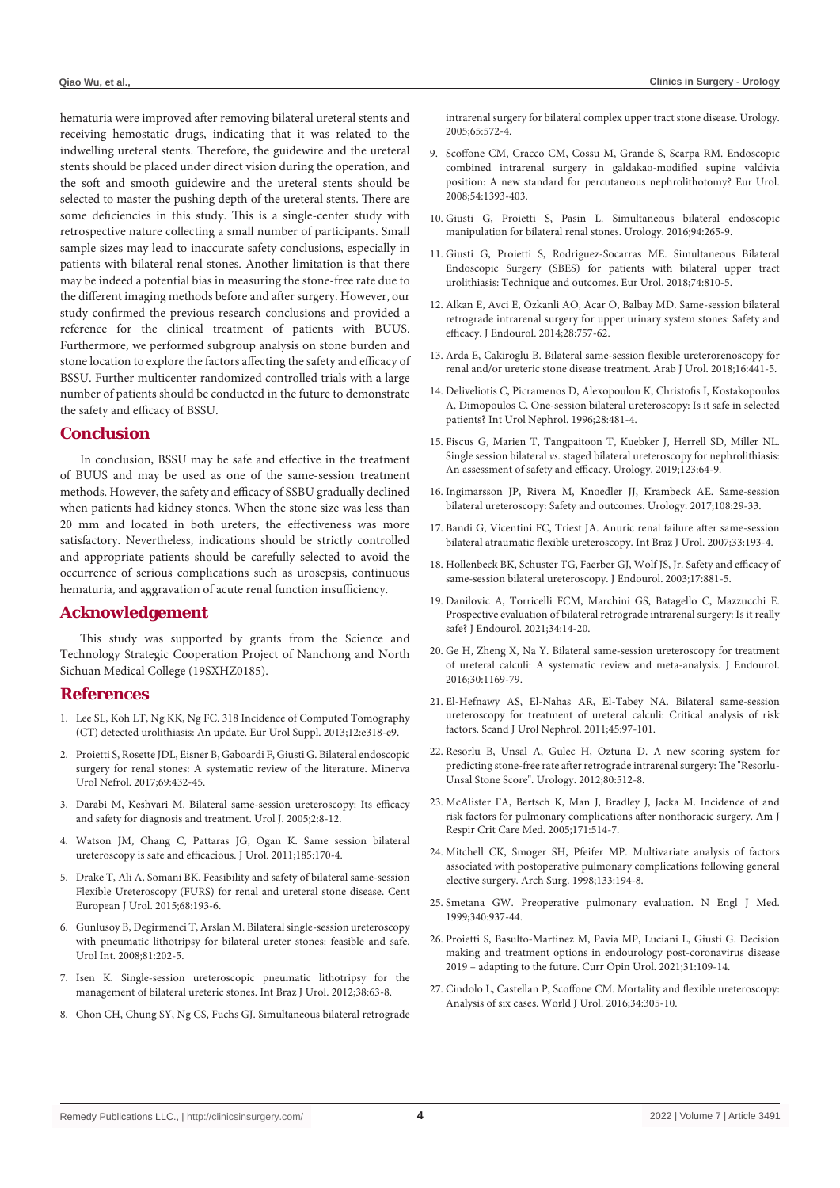hematuria were improved after removing bilateral ureteral stents and receiving hemostatic drugs, indicating that it was related to the indwelling ureteral stents. Therefore, the guidewire and the ureteral stents should be placed under direct vision during the operation, and the soft and smooth guidewire and the ureteral stents should be selected to master the pushing depth of the ureteral stents. There are some deficiencies in this study. This is a single-center study with retrospective nature collecting a small number of participants. Small sample sizes may lead to inaccurate safety conclusions, especially in patients with bilateral renal stones. Another limitation is that there may be indeed a potential bias in measuring the stone-free rate due to the different imaging methods before and after surgery. However, our study confirmed the previous research conclusions and provided a reference for the clinical treatment of patients with BUUS. Furthermore, we performed subgroup analysis on stone burden and stone location to explore the factors affecting the safety and efficacy of BSSU. Further multicenter randomized controlled trials with a large number of patients should be conducted in the future to demonstrate the safety and efficacy of BSSU.

## Conclusion

In conclusion, BSSU may be safe and effective in the treatment of BUUS and may be used as one of the same-session treatment methods. However, the safety and efficacy of SSBU gradually declined when patients had kidney stones. When the stone size was less than 20 mm and located in both ureters, the effectiveness was more satisfactory. Nevertheless, indications should be strictly controlled and appropriate patients should be carefully selected to avoid the occurrence of serious complications such as urosepsis, continuous hematuria, and aggravation of acute renal function insufficiency.

## Acknowledgement

This study was supported by grants from the Science and Technology Strategic Cooperation Project of Nanchong and North Sichuan Medical College (19SXHZ0185).

## References

1. Lee SL, Koh LT, Ng KK, Ng FC. 318 Incidence of Computed Tomography (CT) detected urolithiasis: An update. Eur Urol Suppl. 2013;12:e318-e9.
2. Proietti S, Rosette JDL, Eisner B, Gaboardi F, Giusti G. Bilateral endoscopic surgery for renal stones: A systematic review of the literature. Minerva Urol Nefrol. 2017;69:432-45.
3. Darabi M, Keshvari M. Bilateral same-session ureteroscopy: Its efficacy and safety for diagnosis and treatment. Urol J. 2005;2:8-12.
4. Watson JM, Chang C, Pattaras JG, Ogan K. Same session bilateral ureteroscopy is safe and efficacious. J Urol. 2011;185:170-4.
5. Drake T, Ali A, Somani BK. Feasibility and safety of bilateral same-session Flexible Ureteroscopy (FURS) for renal and ureteral stone disease. Cent European J Urol. 2015;68:193-6.
6. Gunlusoy B, Degirmenci T, Arslan M. Bilateral single-session ureteroscopy with pneumatic lithotripsy for bilateral ureter stones: feasible and safe. Urol Int. 2008;81:202-5.
7. Isen K. Single-session ureteroscopic pneumatic lithotripsy for the management of bilateral ureteric stones. Int Braz J Urol. 2012;38:63-8.
8. Chon CH, Chung SY, Ng CS, Fuchs GJ. Simultaneous bilateral retrograde intrarenal surgery for bilateral complex upper tract stone disease. Urology. 2005;65:572-4.
9. Scoffone CM, Cracco CM, Cossu M, Grande S, Scarpa RM. Endoscopic combined intrarenal surgery in galdakao-modified supine valdivia position: A new standard for percutaneous nephrolithotomy? Eur Urol. 2008;54:1393-403.
10. Giusti G, Proietti S, Pasin L. Simultaneous bilateral endoscopic manipulation for bilateral renal stones. Urology. 2016;94:265-9.
11. Giusti G, Proietti S, Rodriguez-Socarras ME. Simultaneous Bilateral Endoscopic Surgery (SBES) for patients with bilateral upper tract urolithiasis: Technique and outcomes. Eur Urol. 2018;74:810-5.
12. Alkan E, Avci E, Ozkanli AO, Acar O, Balbay MD. Same-session bilateral retrograde intrarenal surgery for upper urinary system stones: Safety and efficacy. J Endourol. 2014;28:757-62.
13. Arda E, Cakiroglu B. Bilateral same-session flexible ureterorenoscopy for renal and/or ureteric stone disease treatment. Arab J Urol. 2018;16:441-5.
14. Deliveliotis C, Picramenos D, Alexopoulou K, Christofis I, Kostakopoulos A, Dimopoulos C. One-session bilateral ureteroscopy: Is it safe in selected patients? Int Urol Nephrol. 1996;28:481-4.
15. Fiscus G, Marien T, Tangpaitoon T, Kuebker J, Herrell SD, Miller NL. Single session bilateral *vs.* staged bilateral ureteroscopy for nephrolithiasis: An assessment of safety and efficacy. Urology. 2019;123:64-9.
16. Ingimarsson JP, Rivera M, Knoedler JJ, Krambeck AE. Same-session bilateral ureteroscopy: Safety and outcomes. Urology. 2017;108:29-33.
17. Bandi G, Vicentini FC, Triest JA. Anuric renal failure after same-session bilateral atraumatic flexible ureteroscopy. Int Braz J Urol. 2007;33:193-4.
18. Hollenbeck BK, Schuster TG, Faerber GJ, Wolf JS, Jr. Safety and efficacy of same-session bilateral ureteroscopy. J Endourol. 2003;17:881-5.
19. Danilovic A, Torricelli FCM, Marchini GS, Batagello C, Mazzucchi E. Prospective evaluation of bilateral retrograde intrarenal surgery: Is it really safe? J Endourol. 2021;34:14-20.
20. Ge H, Zheng X, Na Y. Bilateral same-session ureteroscopy for treatment of ureteral calculi: A systematic review and meta-analysis. J Endourol. 2016;30:1169-79.
21. El-Hefnawy AS, El-Nahas AR, El-Tabey NA. Bilateral same-session ureteroscopy for treatment of ureteral calculi: Critical analysis of risk factors. Scand J Urol Nephrol. 2011;45:97-101.
22. Resorlu B, Unsal A, Gulec H, Oztuna D. A new scoring system for predicting stone-free rate after retrograde intrarenal surgery: The "Resorlu-Unsal Stone Score". Urology. 2012;80:512-8.
23. McAlister FA, Bertsch K, Man J, Bradley J, Jacka M. Incidence of and risk factors for pulmonary complications after nonthoracic surgery. Am J Respir Crit Care Med. 2005;171:514-7.
24. Mitchell CK, Smoger SH, Pfeifer MP. Multivariate analysis of factors associated with postoperative pulmonary complications following general elective surgery. Arch Surg. 1998;133:194-8.
25. Smetana GW. Preoperative pulmonary evaluation. N Engl J Med. 1999;340:937-44.
26. Proietti S, Basulto-Martinez M, Pavia MP, Luciani L, Giusti G. Decision making and treatment options in endourology post-coronavirus disease 2019 – adapting to the future. Curr Opin Urol. 2021;31:109-14.
27. Cindolo L, Castellan P, Scoffone CM. Mortality and flexible ureteroscopy: Analysis of six cases. World J Urol. 2016;34:305-10.